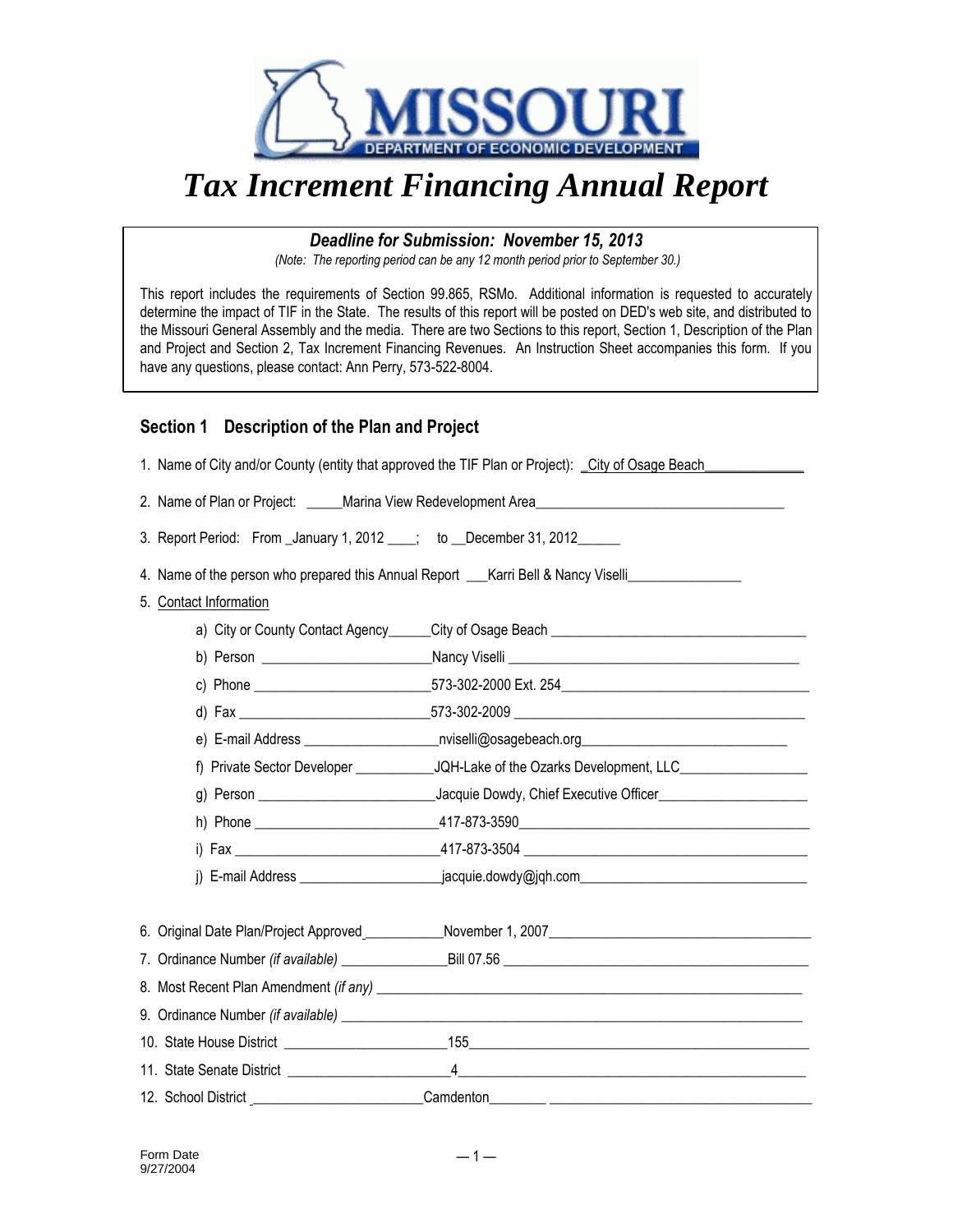MISSOURI
DEPARTMENT OF ECONOMIC DEVELOPMENT

# *Tax Increment Financing Annual Report*

***Deadline for Submission: November 15, 2013***

*(Note: The reporting period can be any 12 month period prior to September 30.)*

This report includes the requirements of Section 99.865, RSMo. Additional information is requested to accurately determine the impact of TIF in the State. The results of this report will be posted on DED's web site, and distributed to the Missouri General Assembly and the media. There are two Sections to this report, Section 1, Description of the Plan and Project and Section 2, Tax Increment Financing Revenues. An Instruction Sheet accompanies this form. If you have any questions, please contact: Ann Perry, 573-522-8004.

## Section 1 Description of the Plan and Project

1. Name of City and/or County (entity that approved the TIF Plan or Project): City of Osage Beach
2. Name of Plan or Project: Marina View Redevelopment Area
3. Report Period: From January 1, 2012 ; to December 31, 2012
4. Name of the person who prepared this Annual Report Karri Bell & Nancy Viselli
5. Contact Information
   - a) City or County Contact Agency City of Osage Beach
   - b) Person Nancy Viselli
   - c) Phone 573-302-2000 Ext. 254
   - d) Fax 573-302-2009
   - e) E-mail Address nviselli@osagebeach.org
   - f) Private Sector Developer JQH-Lake of the Ozarks Development, LLC
   - g) Person Jacquie Dowdy, Chief Executive Officer
   - h) Phone 417-873-3590
   - i) Fax 417-873-3504
   - j) E-mail Address jacquie.dowdy@jqh.com
6. Original Date Plan/Project Approved November 1, 2007
7. Ordinance Number *(if available)* Bill 07.56
8. Most Recent Plan Amendment *(if any)*
9. Ordinance Number *(if available)*
10. State House District 155
11. State Senate District 4
12. School District Camdenton

Form Date 9/27/2004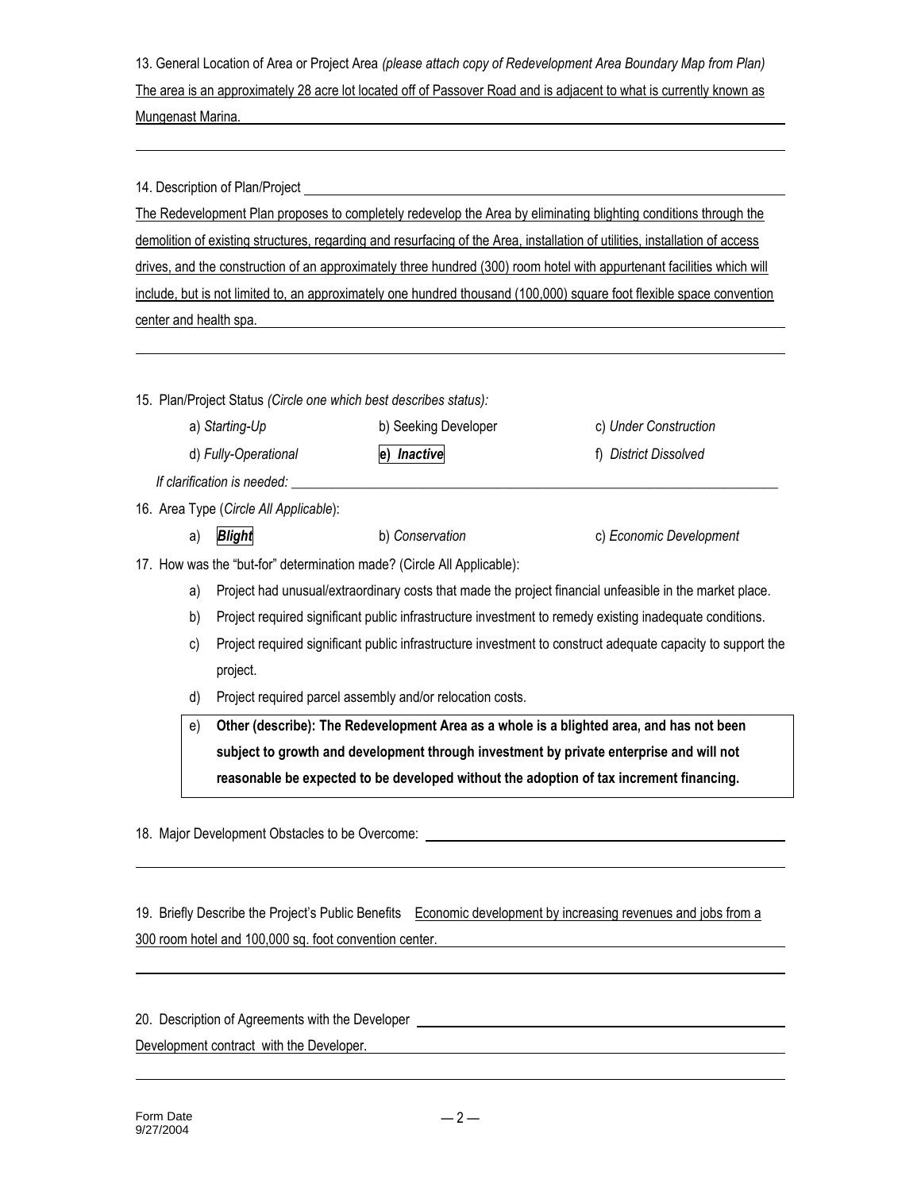13. General Location of Area or Project Area *(please attach copy of Redevelopment Area Boundary Map from Plan)*

The area is an approximately 28 acre lot located off of Passover Road and is adjacent to what is currently known as Mungenast Marina.

14. Description of Plan/Project

The Redevelopment Plan proposes to completely redevelop the Area by eliminating blighting conditions through the demolition of existing structures, regarding and resurfacing of the Area, installation of utilities, installation of access drives, and the construction of an approximately three hundred (300) room hotel with appurtenant facilities which will include, but is not limited to, an approximately one hundred thousand (100,000) square foot flexible space convention center and health spa.

15. Plan/Project Status *(Circle one which best describes status):*

| | | |
|---|---|---|
| a) *Starting-Up* | b) Seeking Developer | c) *Under Construction* |
| d) *Fully-Operational* | **e) *Inactive*** | f) *District Dissolved* |

*If clarification is needed:* \_\_\_\_\_\_\_\_\_\_\_\_\_\_\_\_\_\_\_\_\_\_\_\_\_\_\_\_\_\_\_\_\_\_\_\_\_\_\_\_

16. Area Type (*Circle All Applicable*):

| | | |
|---|---|---|
| a) ***Blight*** | b) *Conservation* | c) *Economic Development* |

17. How was the "but-for" determination made? (Circle All Applicable):

a) Project had unusual/extraordinary costs that made the project financial unfeasible in the market place.

b) Project required significant public infrastructure investment to remedy existing inadequate conditions.

c) Project required significant public infrastructure investment to construct adequate capacity to support the project.

d) Project required parcel assembly and/or relocation costs.

e) **Other (describe): The Redevelopment Area as a whole is a blighted area, and has not been subject to growth and development through investment by private enterprise and will not reasonable be expected to be developed without the adoption of tax increment financing.**

18. Major Development Obstacles to be Overcome:

19. Briefly Describe the Project's Public Benefits Economic development by increasing revenues and jobs from a 300 room hotel and 100,000 sq. foot convention center.

20. Description of Agreements with the Developer

Development contract with the Developer.

Form Date
9/27/2004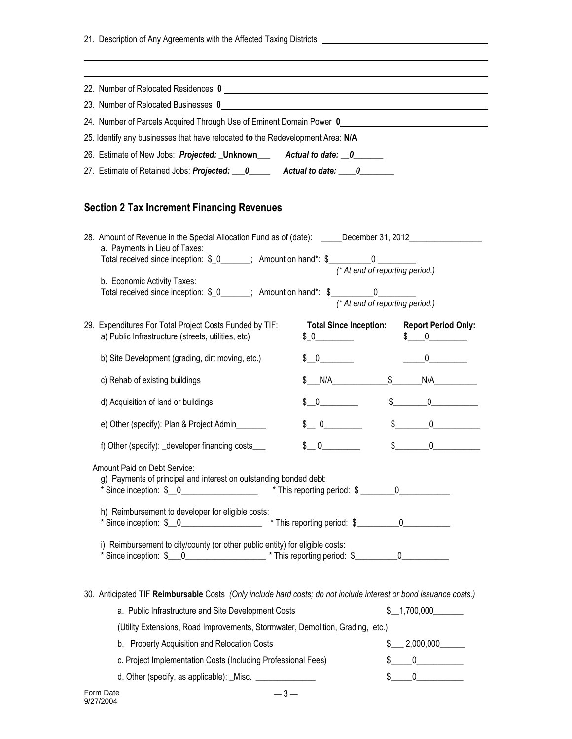21. Description of Any Agreements with the Affected Taxing Districts ______________________________

22. Number of Relocated Residences **0** ______________________________

23. Number of Relocated Businesses **0** ______________________________

24. Number of Parcels Acquired Through Use of Eminent Domain Power **0** ______________________________

25. Identify any businesses that have relocated **to** the Redevelopment Area: **N/A**

26. Estimate of New Jobs: ***Projected:*** _**Unknown**___ ***Actual to date:*** __***0***_______

27. Estimate of Retained Jobs: ***Projected:*** ___***0***_____ ***Actual to date:*** ____***0***________

## Section 2 Tax Increment Financing Revenues

28. Amount of Revenue in the Special Allocation Fund as of (date): _____December 31, 2012_________________

 a. Payments in Lieu of Taxes:
 Total received since inception: $_0_______; Amount on hand*: $_________0 _________
 *(* At end of reporting period.)*

 b. Economic Activity Taxes:
 Total received since inception: $_0_______; Amount on hand*: $_________0_________
 *(* At end of reporting period.)*

29. Expenditures For Total Project Costs Funded by TIF:

| | **Total Since Inception:** | **Report Period Only:** |
|---|---|---|
| a) Public Infrastructure (streets, utilities, etc) | $_0_________ | $____0_________ |
| b) Site Development (grading, dirt moving, etc.) | $__0________ | _____0_________ |
| c) Rehab of existing buildings | $___N/A_____________ | $_______N/A__________ |
| d) Acquisition of land or buildings | $__0_________ | $________0___________ |
| e) Other (specify): Plan & Project Admin_______ | $__ 0_________ | $________0___________ |
| f) Other (specify): _developer financing costs___ | $__ 0_________ | $________0___________ |

 Amount Paid on Debt Service:

 g) Payments of principal and interest on outstanding bonded debt:
 * Since inception: $__0_________________ * This reporting period: $ ________0____________

 h) Reimbursement to developer for eligible costs:
 * Since inception: $__0___________________ * This reporting period: $__________0___________

 i) Reimbursement to city/county (or other public entity) for eligible costs:
 * Since inception: $___0___________________ * This reporting period: $__________0___________

30. <u>Anticipated TIF **Reimbursable** Costs</u> *(Only include hard costs; do not include interest or bond issuance costs.)*

 a. Public Infrastructure and Site Development Costs $__1,700,000_______
 (Utility Extensions, Road Improvements, Stormwater, Demolition, Grading, etc.)

 b. Property Acquisition and Relocation Costs $___ 2,000,000______

 c. Project Implementation Costs (Including Professional Fees) $_____0___________

 d. Other (specify, as applicable): _Misc. ______________ $_____0___________

Form Date
9/27/2004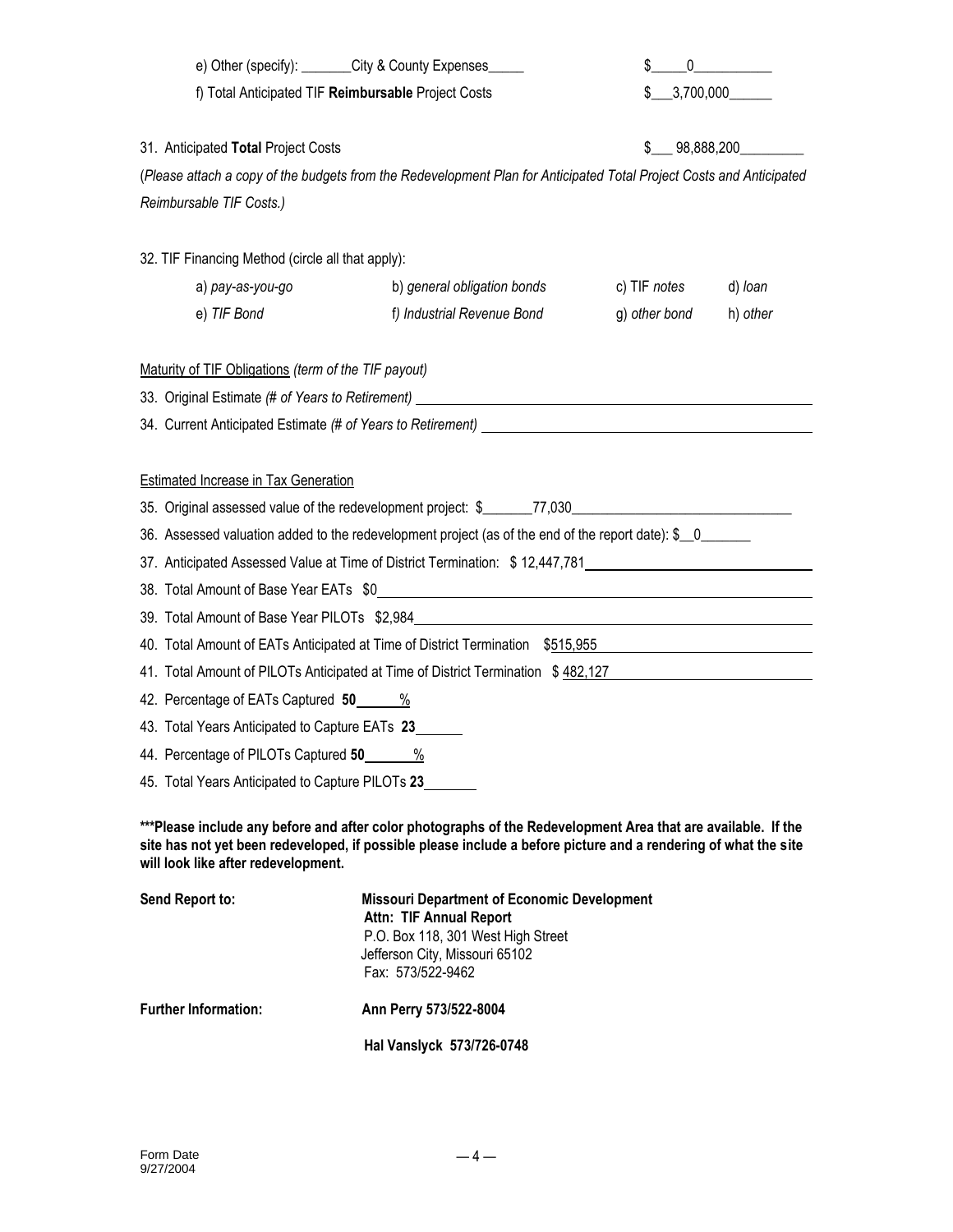e) Other (specify): _______City & County Expenses_____ $_____0___________

f) Total Anticipated TIF **Reimbursable** Project Costs $___3,700,000______

31. Anticipated **Total** Project Costs $___ 98,888,200_________

(*Please attach a copy of the budgets from the Redevelopment Plan for Anticipated Total Project Costs and Anticipated Reimbursable TIF Costs.)*

32. TIF Financing Method (circle all that apply):

| | | | |
|---|---|---|---|
| a) *pay-as-you-go* | b) *general obligation bonds* | c) TIF *notes* | d) *loan* |
| e) *TIF Bond* | f) *Industrial Revenue Bond* | g) *other bond* | h) *other* |

Maturity of TIF Obligations *(term of the TIF payout)*

33. Original Estimate *(# of Years to Retirement)* ____________________

34. Current Anticipated Estimate *(# of Years to Retirement)* ____________________

Estimated Increase in Tax Generation

35. Original assessed value of the redevelopment project: $_______77,030____________________

36. Assessed valuation added to the redevelopment project (as of the end of the report date): $__0_______

37. Anticipated Assessed Value at Time of District Termination: $ 12,447,781

38. Total Amount of Base Year EATs $0

39. Total Amount of Base Year PILOTs $2,984

40. Total Amount of EATs Anticipated at Time of District Termination $515,955

41. Total Amount of PILOTs Anticipated at Time of District Termination $ 482,127

42. Percentage of EATs Captured **50**______%

43. Total Years Anticipated to Capture EATs **23**______

44. Percentage of PILOTs Captured **50**_______%

45. Total Years Anticipated to Capture PILOTs **23**_______

**\*\*\*Please include any before and after color photographs of the Redevelopment Area that are available. If the site has not yet been redeveloped, if possible please include a before picture and a rendering of what the site will look like after redevelopment.**

**Send Report to:**

**Missouri Department of Economic Development**
**Attn: TIF Annual Report**
P.O. Box 118, 301 West High Street
Jefferson City, Missouri 65102
Fax: 573/522-9462

**Further Information:**

**Ann Perry 573/522-8004**

**Hal Vanslyck 573/726-0748**

Form Date
9/27/2004